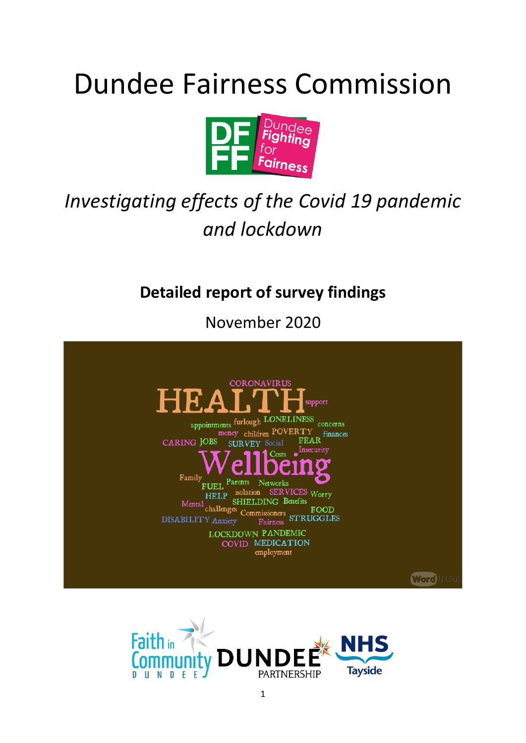# Dundee Fairness Commission

*Investigating effects of the Covid 19 pandemic and lockdown*

**Detailed report of survey findings**

November 2020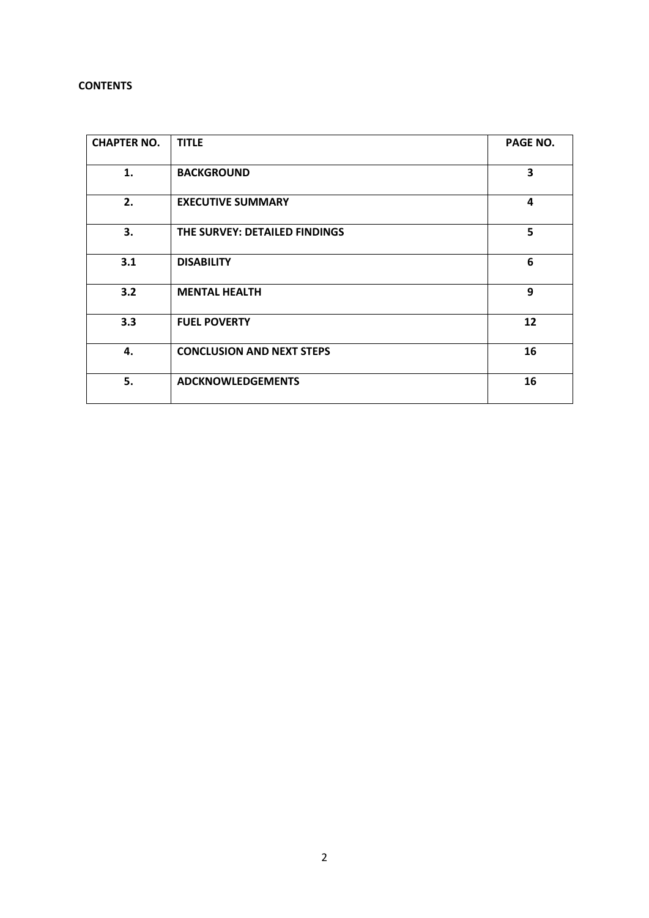**CONTENTS**

| CHAPTER NO. | TITLE | PAGE NO. |
|---|---|---|
| **1.** | **BACKGROUND** | **3** |
| **2.** | **EXECUTIVE SUMMARY** | **4** |
| **3.** | **THE SURVEY: DETAILED FINDINGS** | **5** |
| **3.1** | **DISABILITY** | **6** |
| **3.2** | **MENTAL HEALTH** | **9** |
| **3.3** | **FUEL POVERTY** | **12** |
| **4.** | **CONCLUSION AND NEXT STEPS** | **16** |
| **5.** | **ADCKNOWLEDGEMENTS** | **16** |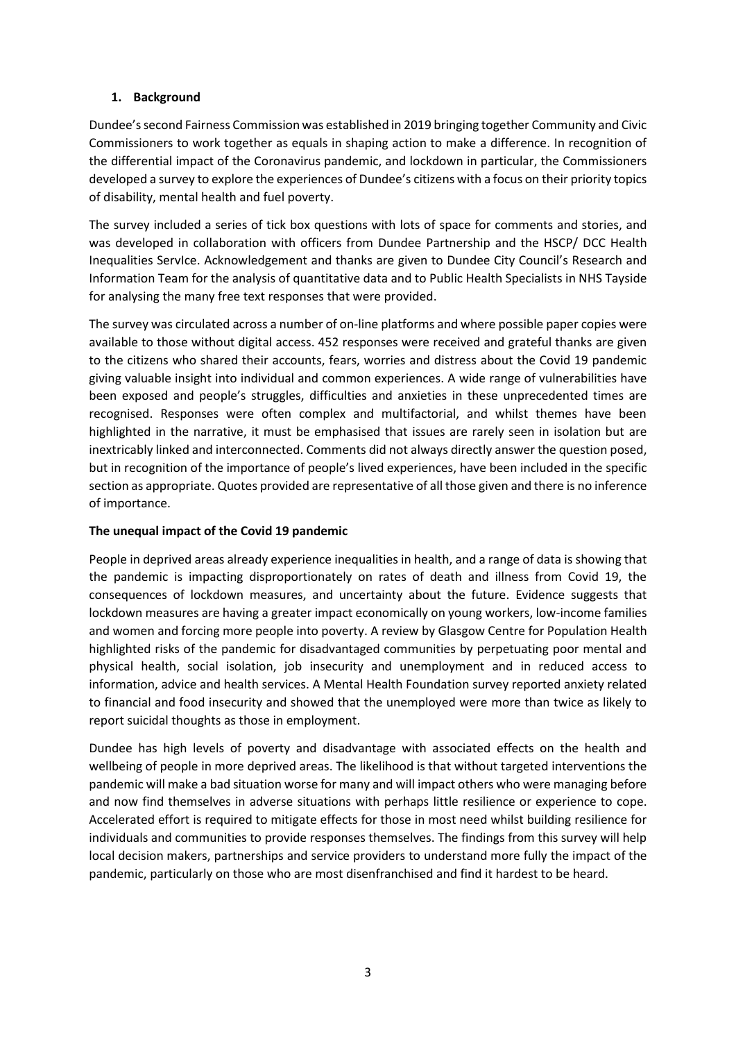## 1. Background

Dundee's second Fairness Commission was established in 2019 bringing together Community and Civic Commissioners to work together as equals in shaping action to make a difference. In recognition of the differential impact of the Coronavirus pandemic, and lockdown in particular, the Commissioners developed a survey to explore the experiences of Dundee's citizens with a focus on their priority topics of disability, mental health and fuel poverty.

The survey included a series of tick box questions with lots of space for comments and stories, and was developed in collaboration with officers from Dundee Partnership and the HSCP/ DCC Health Inequalities ServIce. Acknowledgement and thanks are given to Dundee City Council's Research and Information Team for the analysis of quantitative data and to Public Health Specialists in NHS Tayside for analysing the many free text responses that were provided.

The survey was circulated across a number of on-line platforms and where possible paper copies were available to those without digital access. 452 responses were received and grateful thanks are given to the citizens who shared their accounts, fears, worries and distress about the Covid 19 pandemic giving valuable insight into individual and common experiences. A wide range of vulnerabilities have been exposed and people's struggles, difficulties and anxieties in these unprecedented times are recognised. Responses were often complex and multifactorial, and whilst themes have been highlighted in the narrative, it must be emphasised that issues are rarely seen in isolation but are inextricably linked and interconnected. Comments did not always directly answer the question posed, but in recognition of the importance of people's lived experiences, have been included in the specific section as appropriate. Quotes provided are representative of all those given and there is no inference of importance.

### The unequal impact of the Covid 19 pandemic

People in deprived areas already experience inequalities in health, and a range of data is showing that the pandemic is impacting disproportionately on rates of death and illness from Covid 19, the consequences of lockdown measures, and uncertainty about the future. Evidence suggests that lockdown measures are having a greater impact economically on young workers, low-income families and women and forcing more people into poverty. A review by Glasgow Centre for Population Health highlighted risks of the pandemic for disadvantaged communities by perpetuating poor mental and physical health, social isolation, job insecurity and unemployment and in reduced access to information, advice and health services. A Mental Health Foundation survey reported anxiety related to financial and food insecurity and showed that the unemployed were more than twice as likely to report suicidal thoughts as those in employment.

Dundee has high levels of poverty and disadvantage with associated effects on the health and wellbeing of people in more deprived areas. The likelihood is that without targeted interventions the pandemic will make a bad situation worse for many and will impact others who were managing before and now find themselves in adverse situations with perhaps little resilience or experience to cope. Accelerated effort is required to mitigate effects for those in most need whilst building resilience for individuals and communities to provide responses themselves. The findings from this survey will help local decision makers, partnerships and service providers to understand more fully the impact of the pandemic, particularly on those who are most disenfranchised and find it hardest to be heard.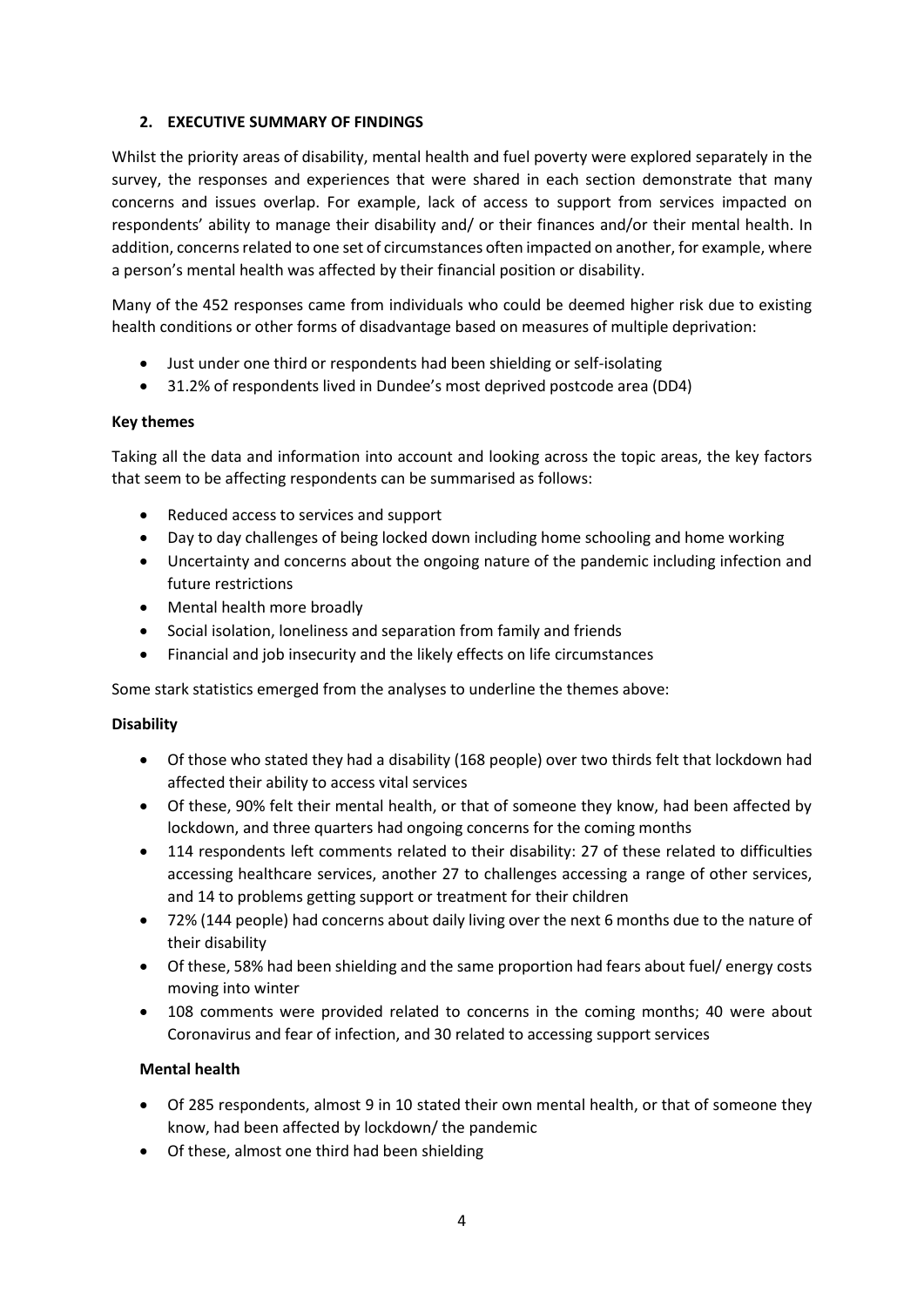## 2. EXECUTIVE SUMMARY OF FINDINGS

Whilst the priority areas of disability, mental health and fuel poverty were explored separately in the survey, the responses and experiences that were shared in each section demonstrate that many concerns and issues overlap. For example, lack of access to support from services impacted on respondents' ability to manage their disability and/ or their finances and/or their mental health. In addition, concerns related to one set of circumstances often impacted on another, for example, where a person's mental health was affected by their financial position or disability.

Many of the 452 responses came from individuals who could be deemed higher risk due to existing health conditions or other forms of disadvantage based on measures of multiple deprivation:

- Just under one third or respondents had been shielding or self-isolating
- 31.2% of respondents lived in Dundee's most deprived postcode area (DD4)

### Key themes

Taking all the data and information into account and looking across the topic areas, the key factors that seem to be affecting respondents can be summarised as follows:

- Reduced access to services and support
- Day to day challenges of being locked down including home schooling and home working
- Uncertainty and concerns about the ongoing nature of the pandemic including infection and future restrictions
- Mental health more broadly
- Social isolation, loneliness and separation from family and friends
- Financial and job insecurity and the likely effects on life circumstances

Some stark statistics emerged from the analyses to underline the themes above:

### Disability

- Of those who stated they had a disability (168 people) over two thirds felt that lockdown had affected their ability to access vital services
- Of these, 90% felt their mental health, or that of someone they know, had been affected by lockdown, and three quarters had ongoing concerns for the coming months
- 114 respondents left comments related to their disability: 27 of these related to difficulties accessing healthcare services, another 27 to challenges accessing a range of other services, and 14 to problems getting support or treatment for their children
- 72% (144 people) had concerns about daily living over the next 6 months due to the nature of their disability
- Of these, 58% had been shielding and the same proportion had fears about fuel/ energy costs moving into winter
- 108 comments were provided related to concerns in the coming months; 40 were about Coronavirus and fear of infection, and 30 related to accessing support services

### Mental health

- Of 285 respondents, almost 9 in 10 stated their own mental health, or that of someone they know, had been affected by lockdown/ the pandemic
- Of these, almost one third had been shielding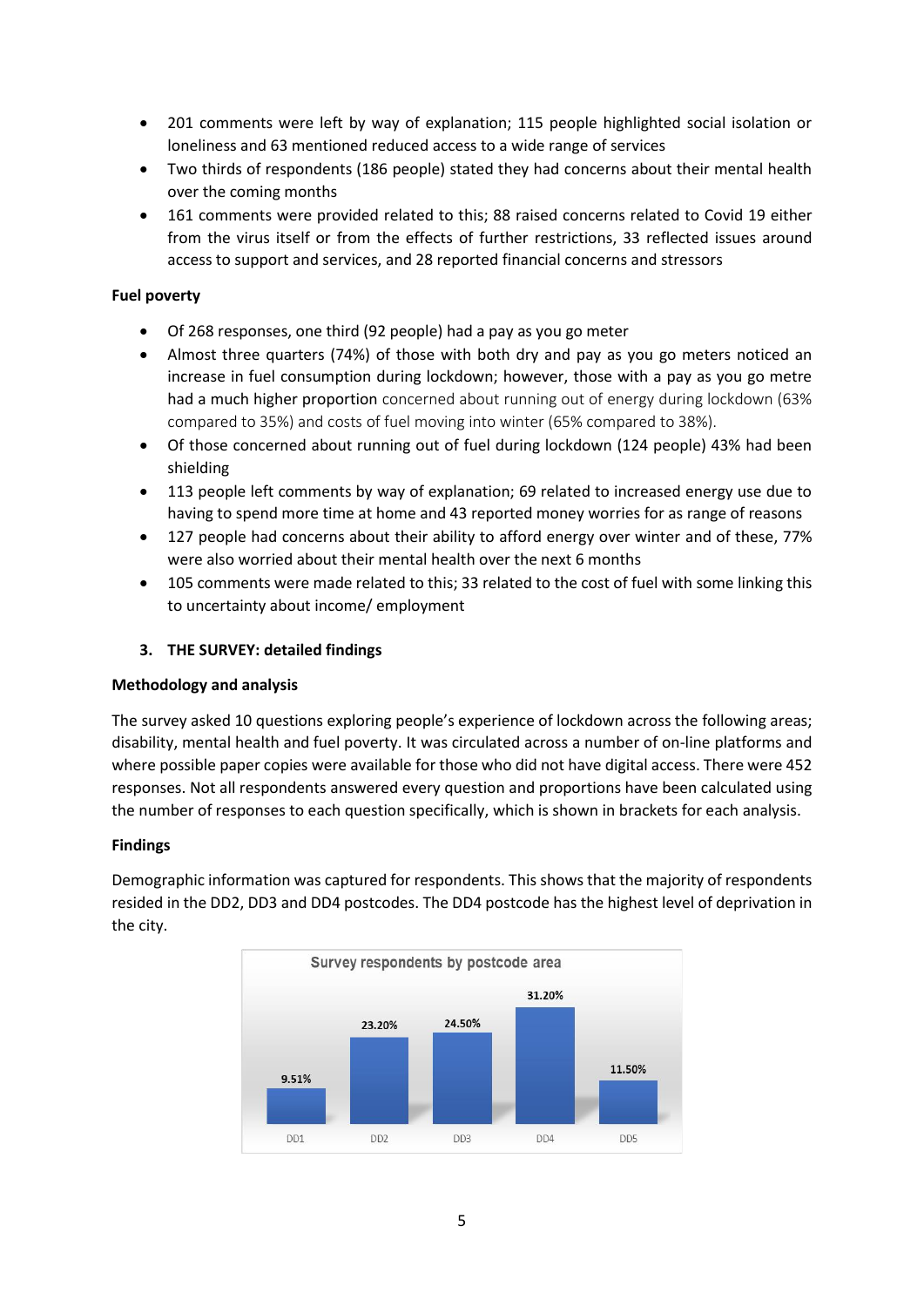- 201 comments were left by way of explanation; 115 people highlighted social isolation or loneliness and 63 mentioned reduced access to a wide range of services
- Two thirds of respondents (186 people) stated they had concerns about their mental health over the coming months
- 161 comments were provided related to this; 88 raised concerns related to Covid 19 either from the virus itself or from the effects of further restrictions, 33 reflected issues around access to support and services, and 28 reported financial concerns and stressors

**Fuel poverty**

- Of 268 responses, one third (92 people) had a pay as you go meter
- Almost three quarters (74%) of those with both dry and pay as you go meters noticed an increase in fuel consumption during lockdown; however, those with a pay as you go metre had a much higher proportion concerned about running out of energy during lockdown (63% compared to 35%) and costs of fuel moving into winter (65% compared to 38%).
- Of those concerned about running out of fuel during lockdown (124 people) 43% had been shielding
- 113 people left comments by way of explanation; 69 related to increased energy use due to having to spend more time at home and 43 reported money worries for as range of reasons
- 127 people had concerns about their ability to afford energy over winter and of these, 77% were also worried about their mental health over the next 6 months
- 105 comments were made related to this; 33 related to the cost of fuel with some linking this to uncertainty about income/ employment

## 3. THE SURVEY: detailed findings

**Methodology and analysis**

The survey asked 10 questions exploring people's experience of lockdown across the following areas; disability, mental health and fuel poverty. It was circulated across a number of on-line platforms and where possible paper copies were available for those who did not have digital access. There were 452 responses. Not all respondents answered every question and proportions have been calculated using the number of responses to each question specifically, which is shown in brackets for each analysis.

**Findings**

Demographic information was captured for respondents. This shows that the majority of respondents resided in the DD2, DD3 and DD4 postcodes. The DD4 postcode has the highest level of deprivation in the city.

Survey respondents by postcode area

| DD1 | DD2 | DD3 | DD4 | DD5 |
|---|---|---|---|---|
| 9.51% | 23.20% | 24.50% | 31.20% | 11.50% |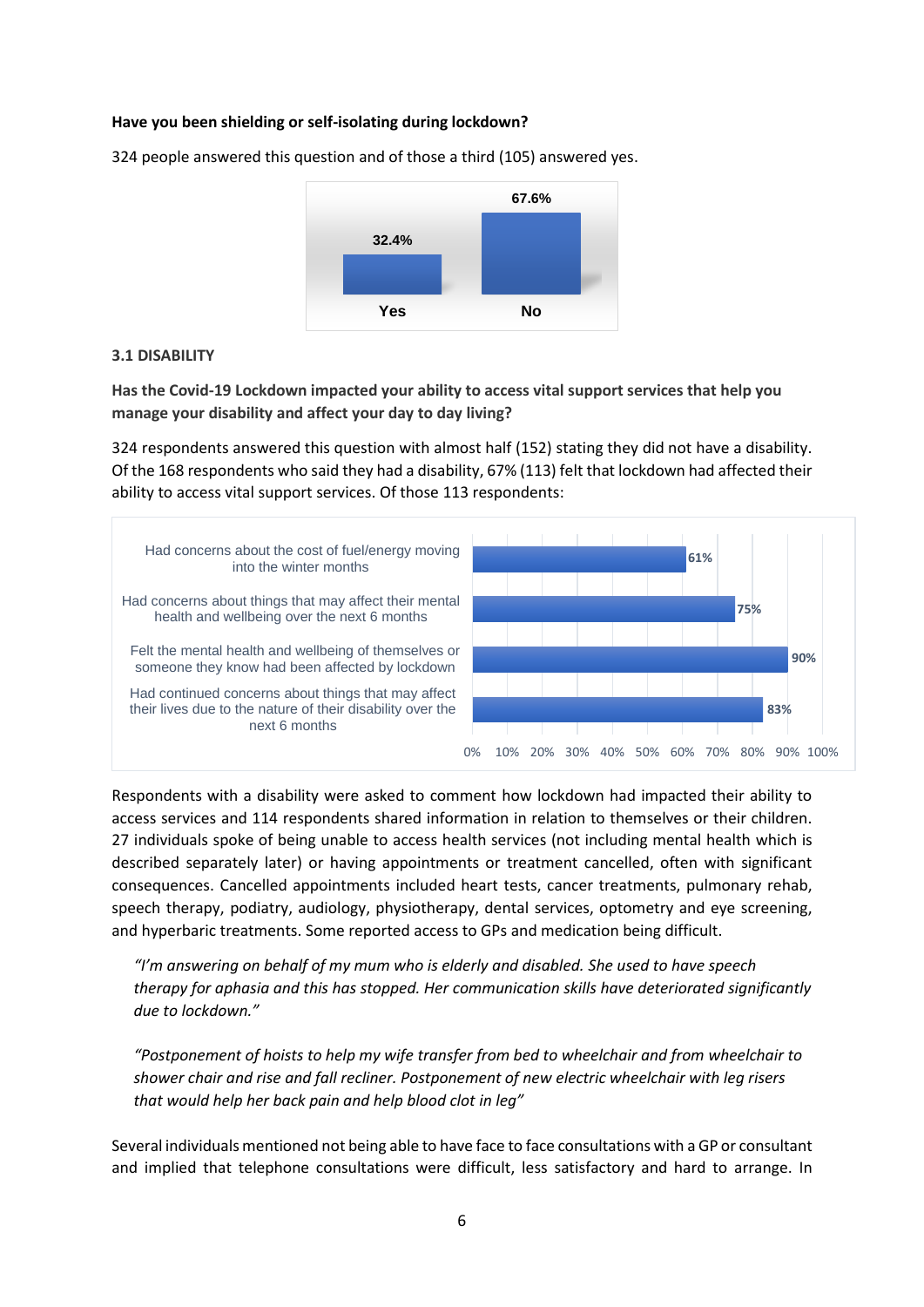**Have you been shielding or self-isolating during lockdown?**

324 people answered this question and of those a third (105) answered yes.

| | Yes | No |
|---|---|---|
| % | 32.4% | 67.6% |

### 3.1 DISABILITY

**Has the Covid-19 Lockdown impacted your ability to access vital support services that help you manage your disability and affect your day to day living?**

324 respondents answered this question with almost half (152) stating they did not have a disability. Of the 168 respondents who said they had a disability, 67% (113) felt that lockdown had affected their ability to access vital support services. Of those 113 respondents:

| Statement | % |
|---|---|
| Had concerns about the cost of fuel/energy moving into the winter months | 61% |
| Had concerns about things that may affect their mental health and wellbeing over the next 6 months | 75% |
| Felt the mental health and wellbeing of themselves or someone they know had been affected by lockdown | 90% |
| Had continued concerns about things that may affect their lives due to the nature of their disability over the next 6 months | 83% |

Respondents with a disability were asked to comment how lockdown had impacted their ability to access services and 114 respondents shared information in relation to themselves or their children. 27 individuals spoke of being unable to access health services (not including mental health which is described separately later) or having appointments or treatment cancelled, often with significant consequences. Cancelled appointments included heart tests, cancer treatments, pulmonary rehab, speech therapy, podiatry, audiology, physiotherapy, dental services, optometry and eye screening, and hyperbaric treatments. Some reported access to GPs and medication being difficult.

> *"I'm answering on behalf of my mum who is elderly and disabled. She used to have speech therapy for aphasia and this has stopped. Her communication skills have deteriorated significantly due to lockdown."*

> *"Postponement of hoists to help my wife transfer from bed to wheelchair and from wheelchair to shower chair and rise and fall recliner. Postponement of new electric wheelchair with leg risers that would help her back pain and help blood clot in leg"*

Several individuals mentioned not being able to have face to face consultations with a GP or consultant and implied that telephone consultations were difficult, less satisfactory and hard to arrange. In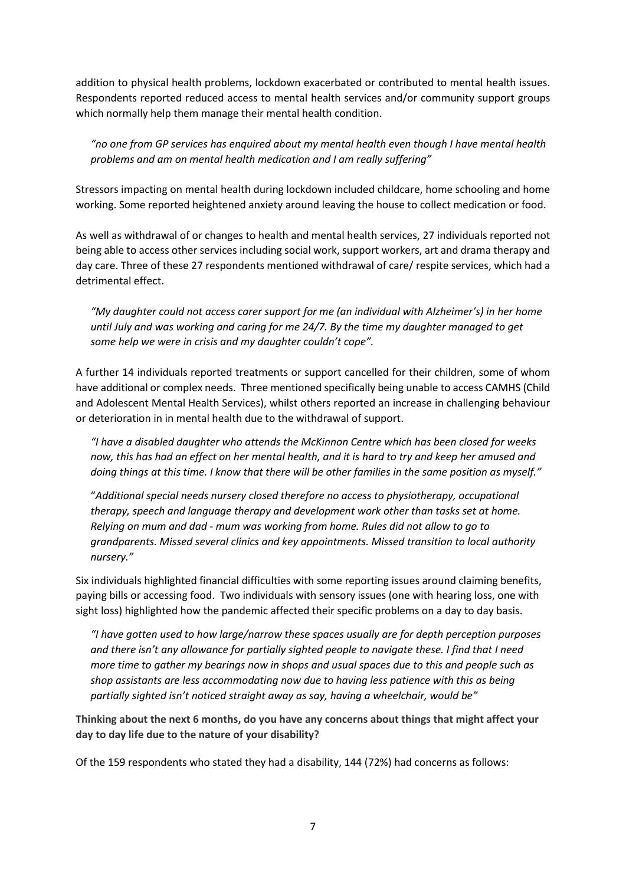addition to physical health problems, lockdown exacerbated or contributed to mental health issues. Respondents reported reduced access to mental health services and/or community support groups which normally help them manage their mental health condition.

> *"no one from GP services has enquired about my mental health even though I have mental health problems and am on mental health medication and I am really suffering"*

Stressors impacting on mental health during lockdown included childcare, home schooling and home working. Some reported heightened anxiety around leaving the house to collect medication or food.

As well as withdrawal of or changes to health and mental health services, 27 individuals reported not being able to access other services including social work, support workers, art and drama therapy and day care. Three of these 27 respondents mentioned withdrawal of care/ respite services, which had a detrimental effect.

> *"My daughter could not access carer support for me (an individual with Alzheimer's) in her home until July and was working and caring for me 24/7. By the time my daughter managed to get some help we were in crisis and my daughter couldn't cope".*

A further 14 individuals reported treatments or support cancelled for their children, some of whom have additional or complex needs. Three mentioned specifically being unable to access CAMHS (Child and Adolescent Mental Health Services), whilst others reported an increase in challenging behaviour or deterioration in in mental health due to the withdrawal of support.

> *"I have a disabled daughter who attends the McKinnon Centre which has been closed for weeks now, this has had an effect on her mental health, and it is hard to try and keep her amused and doing things at this time. I know that there will be other families in the same position as myself."*

> "*Additional special needs nursery closed therefore no access to physiotherapy, occupational therapy, speech and language therapy and development work other than tasks set at home. Relying on mum and dad - mum was working from home. Rules did not allow to go to grandparents. Missed several clinics and key appointments. Missed transition to local authority nursery."*

Six individuals highlighted financial difficulties with some reporting issues around claiming benefits, paying bills or accessing food. Two individuals with sensory issues (one with hearing loss, one with sight loss) highlighted how the pandemic affected their specific problems on a day to day basis.

> *"I have gotten used to how large/narrow these spaces usually are for depth perception purposes and there isn't any allowance for partially sighted people to navigate these. I find that I need more time to gather my bearings now in shops and usual spaces due to this and people such as shop assistants are less accommodating now due to having less patience with this as being partially sighted isn't noticed straight away as say, having a wheelchair, would be"*

**Thinking about the next 6 months, do you have any concerns about things that might affect your day to day life due to the nature of your disability?**

Of the 159 respondents who stated they had a disability, 144 (72%) had concerns as follows: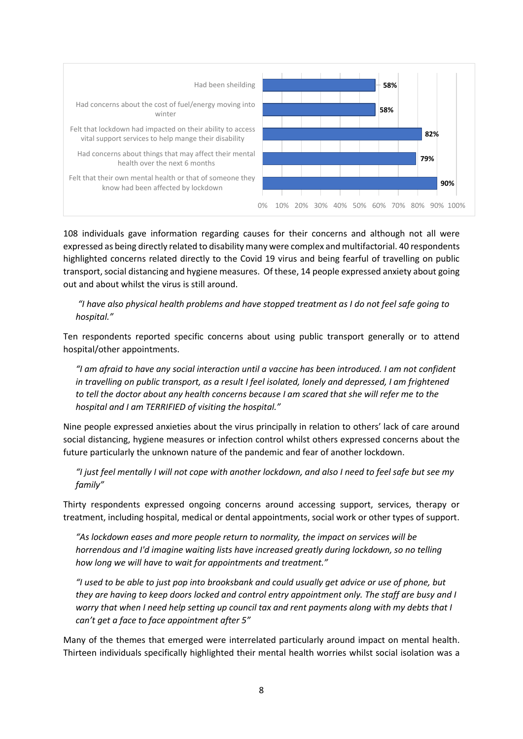| Category | Percentage |
| --- | --- |
| Had been sheilding | 58% |
| Had concerns about the cost of fuel/energy moving into winter | 58% |
| Felt that lockdown had impacted on their ability to access vital support services to help mange their disability | 82% |
| Had concerns about things that may affect their mental health over the next 6 months | 79% |
| Felt that their own mental health or that of someone they know had been affected by lockdown | 90% |

108 individuals gave information regarding causes for their concerns and although not all were expressed as being directly related to disability many were complex and multifactorial. 40 respondents highlighted concerns related directly to the Covid 19 virus and being fearful of travelling on public transport, social distancing and hygiene measures. Of these, 14 people expressed anxiety about going out and about whilst the virus is still around.

> *"I have also physical health problems and have stopped treatment as I do not feel safe going to hospital."*

Ten respondents reported specific concerns about using public transport generally or to attend hospital/other appointments.

> *"I am afraid to have any social interaction until a vaccine has been introduced. I am not confident in travelling on public transport, as a result I feel isolated, lonely and depressed, I am frightened to tell the doctor about any health concerns because I am scared that she will refer me to the hospital and I am TERRIFIED of visiting the hospital."*

Nine people expressed anxieties about the virus principally in relation to others' lack of care around social distancing, hygiene measures or infection control whilst others expressed concerns about the future particularly the unknown nature of the pandemic and fear of another lockdown.

> *"I just feel mentally I will not cope with another lockdown, and also I need to feel safe but see my family"*

Thirty respondents expressed ongoing concerns around accessing support, services, therapy or treatment, including hospital, medical or dental appointments, social work or other types of support.

> *"As lockdown eases and more people return to normality, the impact on services will be horrendous and I'd imagine waiting lists have increased greatly during lockdown, so no telling how long we will have to wait for appointments and treatment."*

> *"I used to be able to just pop into brooksbank and could usually get advice or use of phone, but they are having to keep doors locked and control entry appointment only. The staff are busy and I worry that when I need help setting up council tax and rent payments along with my debts that I can't get a face to face appointment after 5"*

Many of the themes that emerged were interrelated particularly around impact on mental health. Thirteen individuals specifically highlighted their mental health worries whilst social isolation was a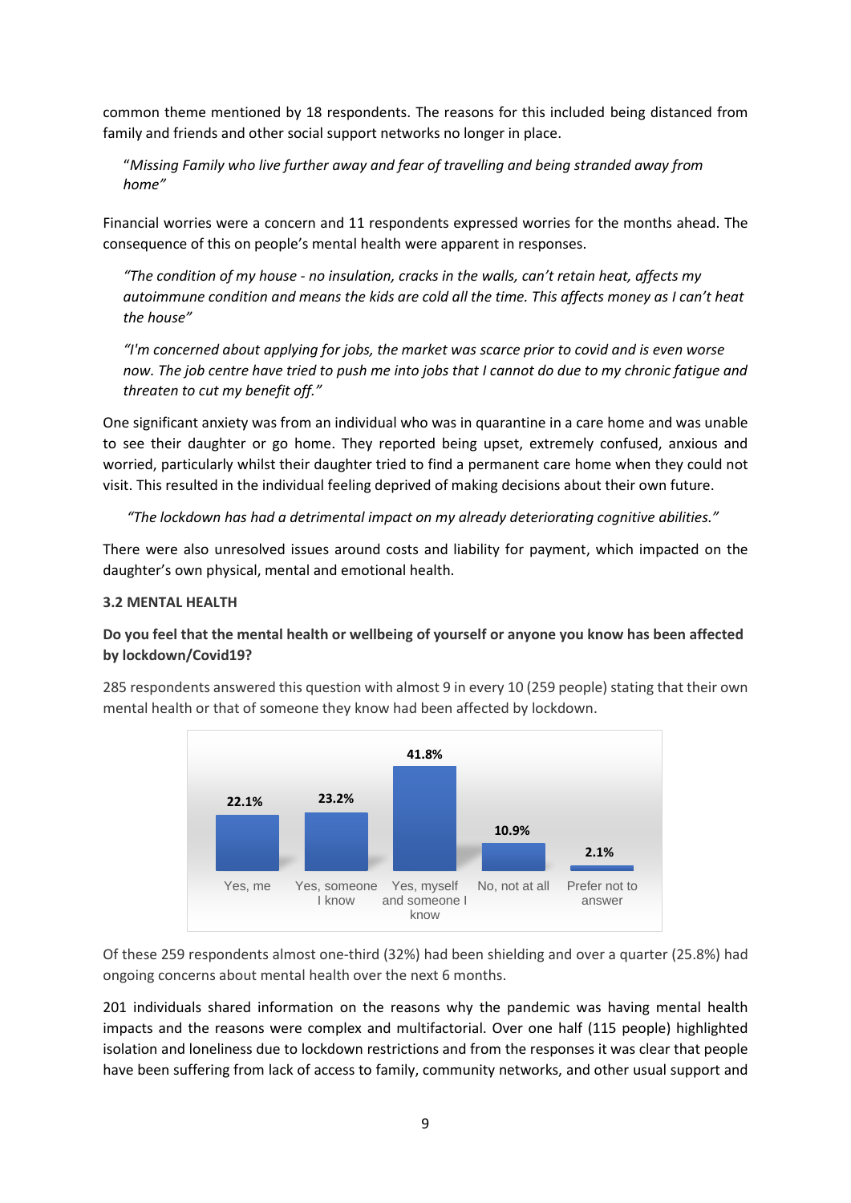common theme mentioned by 18 respondents. The reasons for this included being distanced from family and friends and other social support networks no longer in place.

> "*Missing Family who live further away and fear of travelling and being stranded away from home"*

Financial worries were a concern and 11 respondents expressed worries for the months ahead. The consequence of this on people's mental health were apparent in responses.

> *"The condition of my house - no insulation, cracks in the walls, can't retain heat, affects my autoimmune condition and means the kids are cold all the time. This affects money as I can't heat the house"*

> *"I'm concerned about applying for jobs, the market was scarce prior to covid and is even worse now. The job centre have tried to push me into jobs that I cannot do due to my chronic fatigue and threaten to cut my benefit off."*

One significant anxiety was from an individual who was in quarantine in a care home and was unable to see their daughter or go home. They reported being upset, extremely confused, anxious and worried, particularly whilst their daughter tried to find a permanent care home when they could not visit. This resulted in the individual feeling deprived of making decisions about their own future.

> *"The lockdown has had a detrimental impact on my already deteriorating cognitive abilities."*

There were also unresolved issues around costs and liability for payment, which impacted on the daughter's own physical, mental and emotional health.

### 3.2 MENTAL HEALTH

**Do you feel that the mental health or wellbeing of yourself or anyone you know has been affected by lockdown/Covid19?**

285 respondents answered this question with almost 9 in every 10 (259 people) stating that their own mental health or that of someone they know had been affected by lockdown.

| Response | Percentage |
|---|---|
| Yes, me | 22.1% |
| Yes, someone I know | 23.2% |
| Yes, myself and someone I know | 41.8% |
| No, not at all | 10.9% |
| Prefer not to answer | 2.1% |

Of these 259 respondents almost one-third (32%) had been shielding and over a quarter (25.8%) had ongoing concerns about mental health over the next 6 months.

201 individuals shared information on the reasons why the pandemic was having mental health impacts and the reasons were complex and multifactorial. Over one half (115 people) highlighted isolation and loneliness due to lockdown restrictions and from the responses it was clear that people have been suffering from lack of access to family, community networks, and other usual support and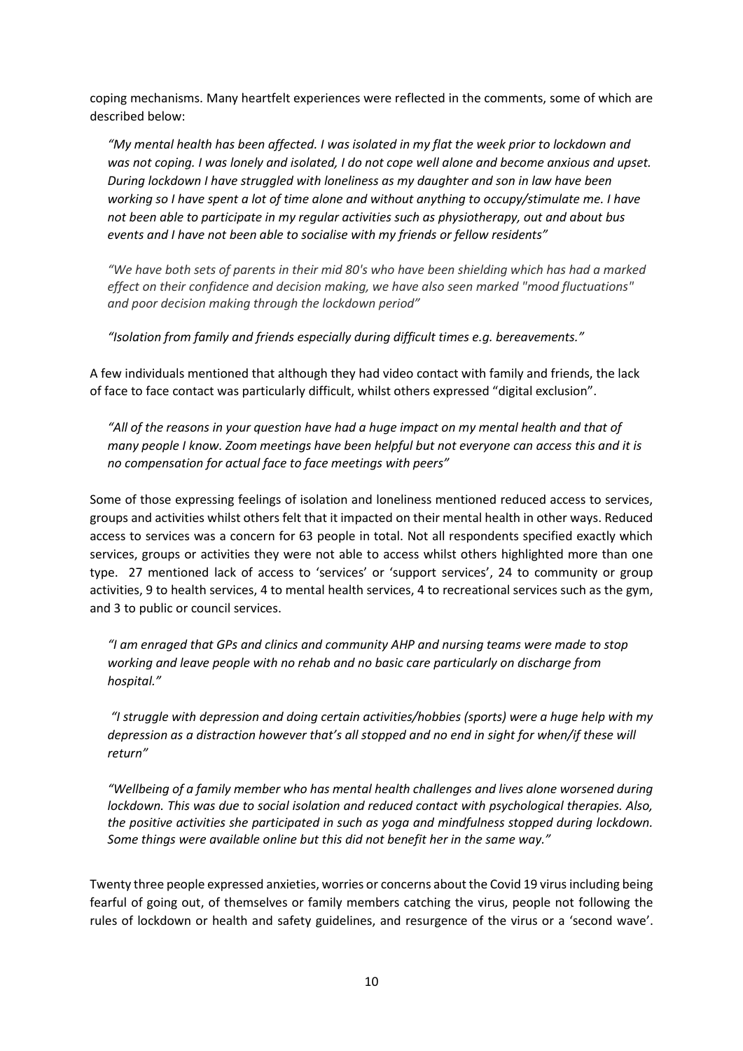coping mechanisms. Many heartfelt experiences were reflected in the comments, some of which are described below:

> *"My mental health has been affected. I was isolated in my flat the week prior to lockdown and was not coping. I was lonely and isolated, I do not cope well alone and become anxious and upset. During lockdown I have struggled with loneliness as my daughter and son in law have been working so I have spent a lot of time alone and without anything to occupy/stimulate me. I have not been able to participate in my regular activities such as physiotherapy, out and about bus events and I have not been able to socialise with my friends or fellow residents"*

> *"We have both sets of parents in their mid 80's who have been shielding which has had a marked effect on their confidence and decision making, we have also seen marked "mood fluctuations" and poor decision making through the lockdown period"*

> *"Isolation from family and friends especially during difficult times e.g. bereavements."*

A few individuals mentioned that although they had video contact with family and friends, the lack of face to face contact was particularly difficult, whilst others expressed "digital exclusion".

> *"All of the reasons in your question have had a huge impact on my mental health and that of many people I know. Zoom meetings have been helpful but not everyone can access this and it is no compensation for actual face to face meetings with peers"*

Some of those expressing feelings of isolation and loneliness mentioned reduced access to services, groups and activities whilst others felt that it impacted on their mental health in other ways. Reduced access to services was a concern for 63 people in total. Not all respondents specified exactly which services, groups or activities they were not able to access whilst others highlighted more than one type. 27 mentioned lack of access to 'services' or 'support services', 24 to community or group activities, 9 to health services, 4 to mental health services, 4 to recreational services such as the gym, and 3 to public or council services.

> *"I am enraged that GPs and clinics and community AHP and nursing teams were made to stop working and leave people with no rehab and no basic care particularly on discharge from hospital."*

> *"I struggle with depression and doing certain activities/hobbies (sports) were a huge help with my depression as a distraction however that's all stopped and no end in sight for when/if these will return"*

> *"Wellbeing of a family member who has mental health challenges and lives alone worsened during lockdown. This was due to social isolation and reduced contact with psychological therapies. Also, the positive activities she participated in such as yoga and mindfulness stopped during lockdown. Some things were available online but this did not benefit her in the same way."*

Twenty three people expressed anxieties, worries or concerns about the Covid 19 virus including being fearful of going out, of themselves or family members catching the virus, people not following the rules of lockdown or health and safety guidelines, and resurgence of the virus or a 'second wave'.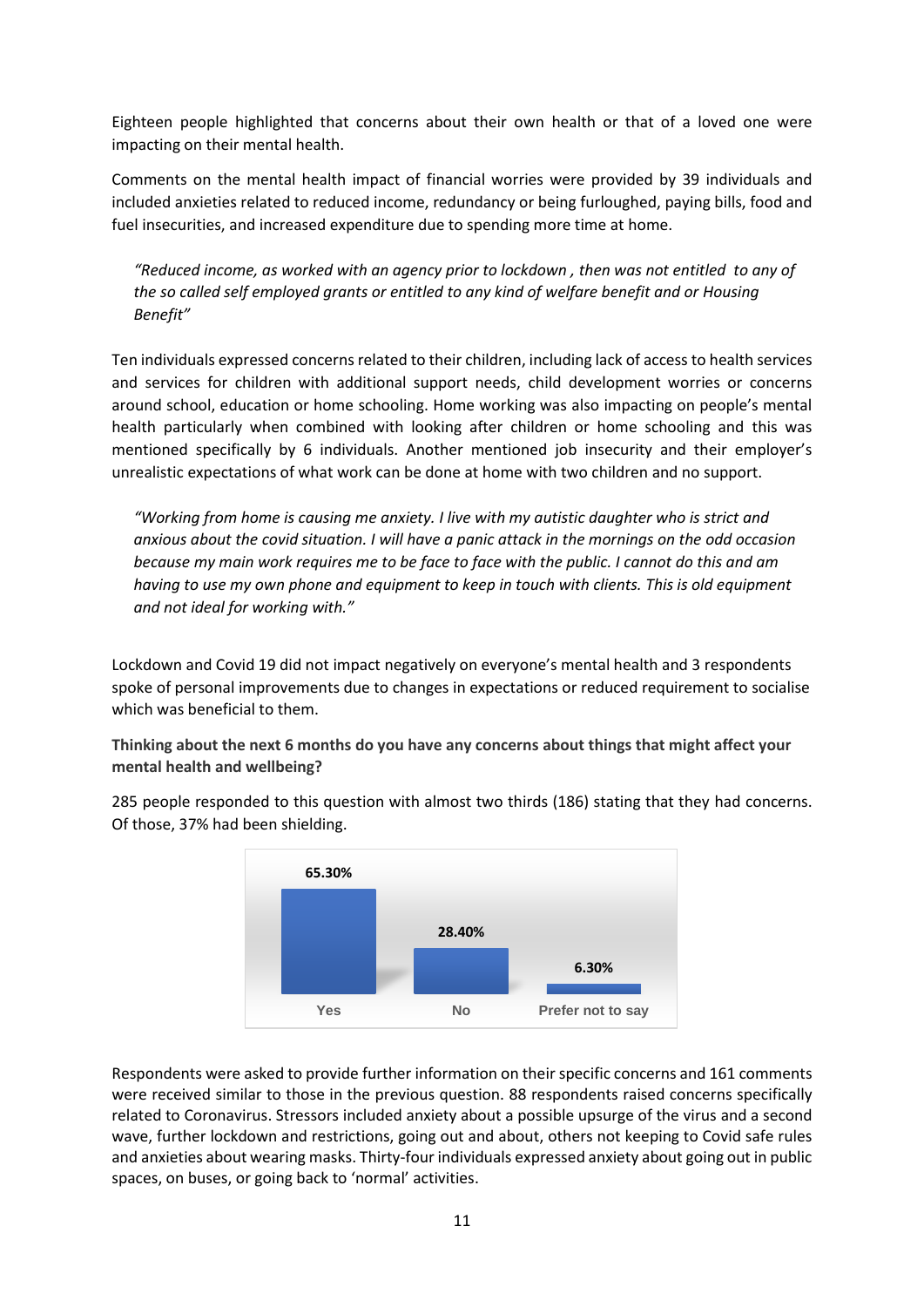Eighteen people highlighted that concerns about their own health or that of a loved one were impacting on their mental health.

Comments on the mental health impact of financial worries were provided by 39 individuals and included anxieties related to reduced income, redundancy or being furloughed, paying bills, food and fuel insecurities, and increased expenditure due to spending more time at home.

> *"Reduced income, as worked with an agency prior to lockdown , then was not entitled to any of the so called self employed grants or entitled to any kind of welfare benefit and or Housing Benefit"*

Ten individuals expressed concerns related to their children, including lack of access to health services and services for children with additional support needs, child development worries or concerns around school, education or home schooling. Home working was also impacting on people's mental health particularly when combined with looking after children or home schooling and this was mentioned specifically by 6 individuals. Another mentioned job insecurity and their employer's unrealistic expectations of what work can be done at home with two children and no support.

> *"Working from home is causing me anxiety. I live with my autistic daughter who is strict and anxious about the covid situation. I will have a panic attack in the mornings on the odd occasion because my main work requires me to be face to face with the public. I cannot do this and am having to use my own phone and equipment to keep in touch with clients. This is old equipment and not ideal for working with."*

Lockdown and Covid 19 did not impact negatively on everyone's mental health and 3 respondents spoke of personal improvements due to changes in expectations or reduced requirement to socialise which was beneficial to them.

**Thinking about the next 6 months do you have any concerns about things that might affect your mental health and wellbeing?**

285 people responded to this question with almost two thirds (186) stating that they had concerns. Of those, 37% had been shielding.

| Yes | No | Prefer not to say |
|---|---|---|
| 65.30% | 28.40% | 6.30% |

Respondents were asked to provide further information on their specific concerns and 161 comments were received similar to those in the previous question. 88 respondents raised concerns specifically related to Coronavirus. Stressors included anxiety about a possible upsurge of the virus and a second wave, further lockdown and restrictions, going out and about, others not keeping to Covid safe rules and anxieties about wearing masks. Thirty-four individuals expressed anxiety about going out in public spaces, on buses, or going back to 'normal' activities.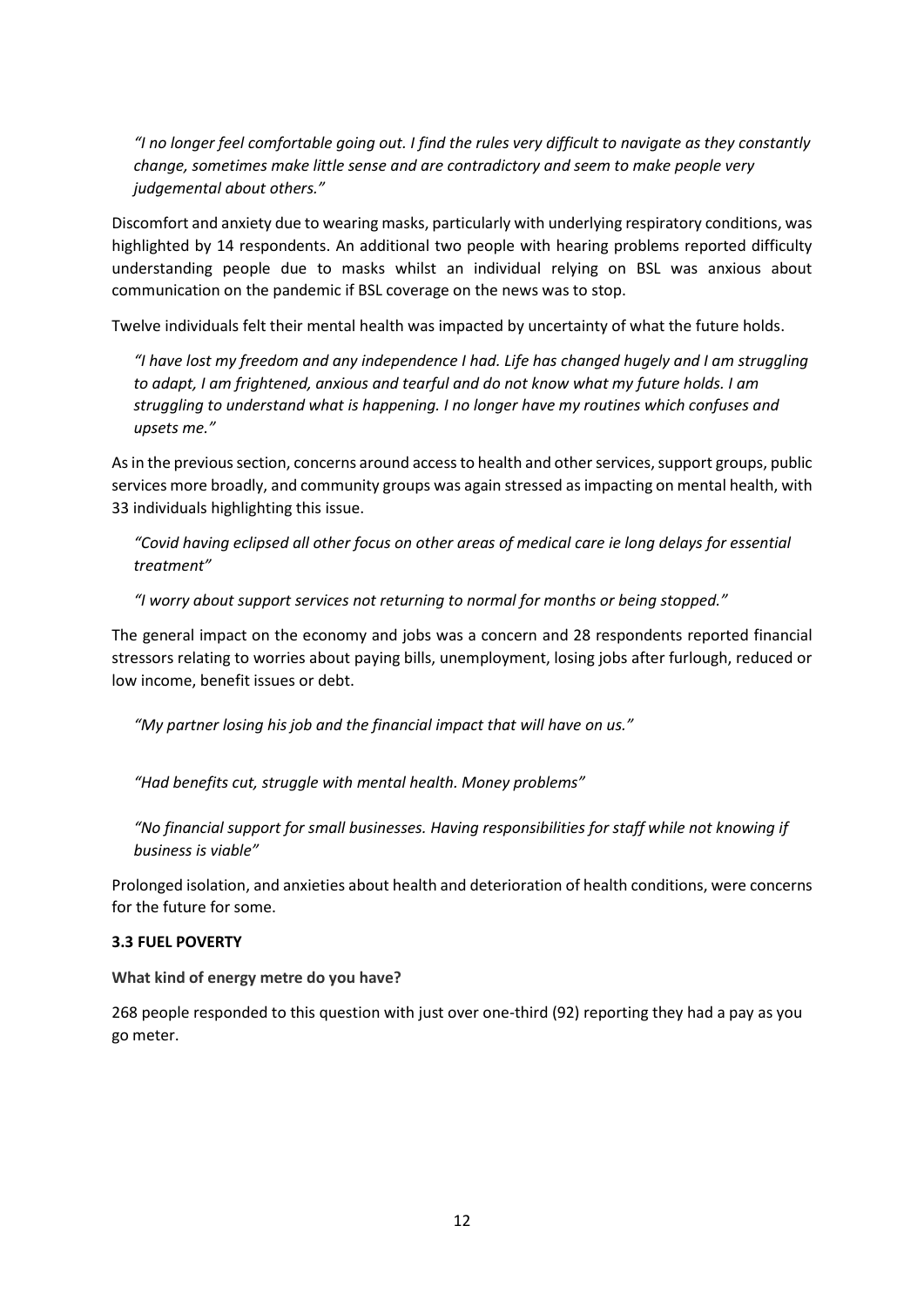*"I no longer feel comfortable going out. I find the rules very difficult to navigate as they constantly change, sometimes make little sense and are contradictory and seem to make people very judgemental about others."*

Discomfort and anxiety due to wearing masks, particularly with underlying respiratory conditions, was highlighted by 14 respondents. An additional two people with hearing problems reported difficulty understanding people due to masks whilst an individual relying on BSL was anxious about communication on the pandemic if BSL coverage on the news was to stop.

Twelve individuals felt their mental health was impacted by uncertainty of what the future holds.

*"I have lost my freedom and any independence I had. Life has changed hugely and I am struggling to adapt, I am frightened, anxious and tearful and do not know what my future holds. I am struggling to understand what is happening. I no longer have my routines which confuses and upsets me."*

As in the previous section, concerns around access to health and other services, support groups, public services more broadly, and community groups was again stressed as impacting on mental health, with 33 individuals highlighting this issue.

*"Covid having eclipsed all other focus on other areas of medical care ie long delays for essential treatment"*

*"I worry about support services not returning to normal for months or being stopped."*

The general impact on the economy and jobs was a concern and 28 respondents reported financial stressors relating to worries about paying bills, unemployment, losing jobs after furlough, reduced or low income, benefit issues or debt.

*"My partner losing his job and the financial impact that will have on us."*

*"Had benefits cut, struggle with mental health. Money problems"*

*"No financial support for small businesses. Having responsibilities for staff while not knowing if business is viable"*

Prolonged isolation, and anxieties about health and deterioration of health conditions, were concerns for the future for some.

### 3.3 FUEL POVERTY

**What kind of energy metre do you have?**

268 people responded to this question with just over one-third (92) reporting they had a pay as you go meter.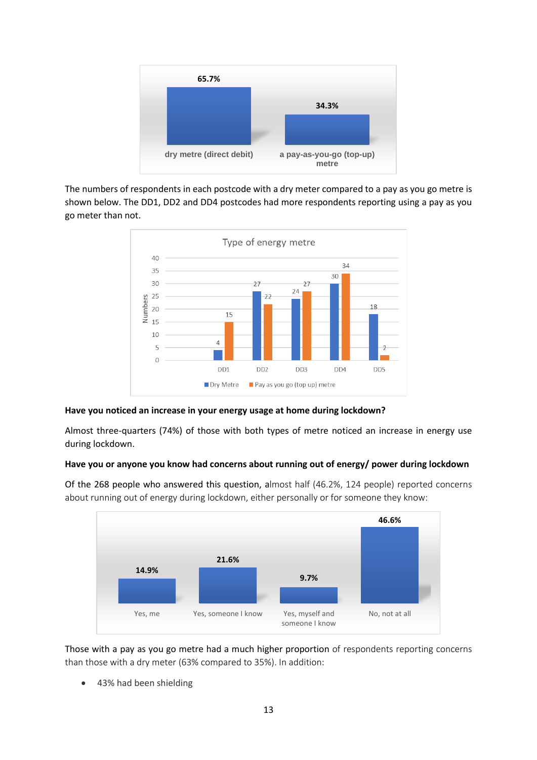| dry metre (direct debit) | a pay-as-you-go (top-up) metre |
|---|---|
| 65.7% | 34.3% |

The numbers of respondents in each postcode with a dry meter compared to a pay as you go metre is shown below. The DD1, DD2 and DD4 postcodes had more respondents reporting using a pay as you go meter than not.

Type of energy metre

| | DD1 | DD2 | DD3 | DD4 | DD5 |
|---|---|---|---|---|---|
| Dry Metre | 4 | 27 | 24 | 30 | 18 |
| Pay as you go (top up) metre | 15 | 22 | 27 | 34 | 2 |

**Have you noticed an increase in your energy usage at home during lockdown?**

Almost three-quarters (74%) of those with both types of metre noticed an increase in energy use during lockdown.

**Have you or anyone you know had concerns about running out of energy/ power during lockdown**

Of the 268 people who answered this question, almost half (46.2%, 124 people) reported concerns about running out of energy during lockdown, either personally or for someone they know:

| Yes, me | Yes, someone I know | Yes, myself and someone I know | No, not at all |
|---|---|---|---|
| 14.9% | 21.6% | 9.7% | 46.6% |

Those with a pay as you go metre had a much higher proportion of respondents reporting concerns than those with a dry meter (63% compared to 35%). In addition:

- 43% had been shielding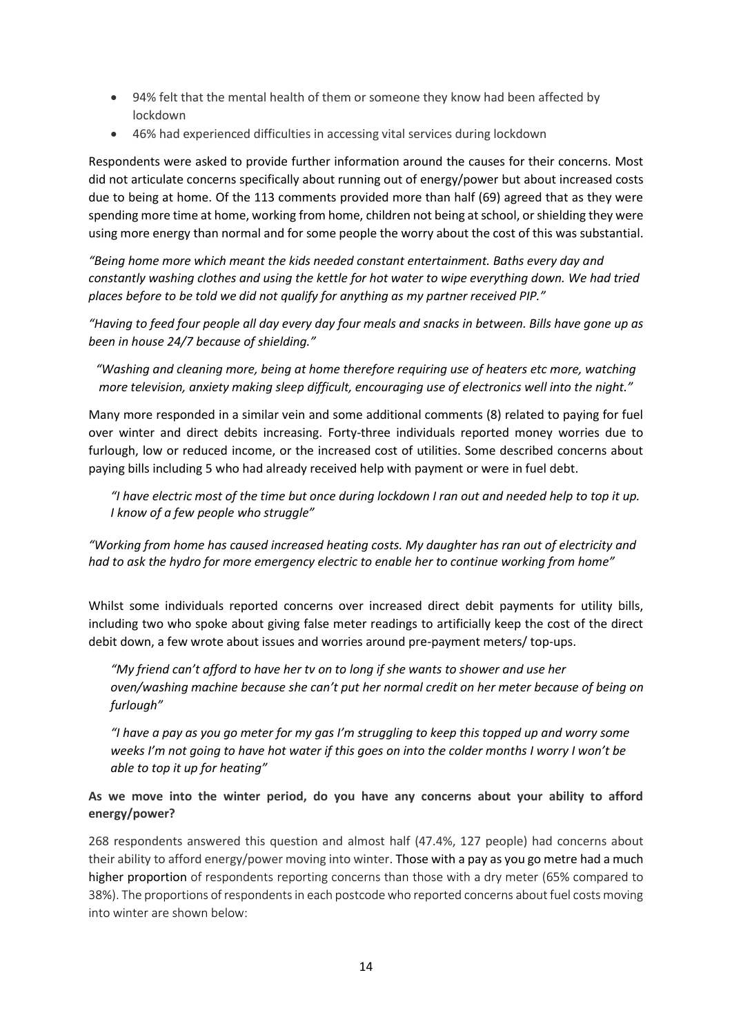- 94% felt that the mental health of them or someone they know had been affected by lockdown
- 46% had experienced difficulties in accessing vital services during lockdown

Respondents were asked to provide further information around the causes for their concerns. Most did not articulate concerns specifically about running out of energy/power but about increased costs due to being at home. Of the 113 comments provided more than half (69) agreed that as they were spending more time at home, working from home, children not being at school, or shielding they were using more energy than normal and for some people the worry about the cost of this was substantial.

*"Being home more which meant the kids needed constant entertainment. Baths every day and constantly washing clothes and using the kettle for hot water to wipe everything down. We had tried places before to be told we did not qualify for anything as my partner received PIP."*

*"Having to feed four people all day every day four meals and snacks in between. Bills have gone up as been in house 24/7 because of shielding."*

*"Washing and cleaning more, being at home therefore requiring use of heaters etc more, watching more television, anxiety making sleep difficult, encouraging use of electronics well into the night."*

Many more responded in a similar vein and some additional comments (8) related to paying for fuel over winter and direct debits increasing. Forty-three individuals reported money worries due to furlough, low or reduced income, or the increased cost of utilities. Some described concerns about paying bills including 5 who had already received help with payment or were in fuel debt.

*"I have electric most of the time but once during lockdown I ran out and needed help to top it up. I know of a few people who struggle"*

*"Working from home has caused increased heating costs. My daughter has ran out of electricity and had to ask the hydro for more emergency electric to enable her to continue working from home"*

Whilst some individuals reported concerns over increased direct debit payments for utility bills, including two who spoke about giving false meter readings to artificially keep the cost of the direct debit down, a few wrote about issues and worries around pre-payment meters/ top-ups.

*"My friend can't afford to have her tv on to long if she wants to shower and use her oven/washing machine because she can't put her normal credit on her meter because of being on furlough"*

*"I have a pay as you go meter for my gas I'm struggling to keep this topped up and worry some weeks I'm not going to have hot water if this goes on into the colder months I worry I won't be able to top it up for heating"*

**As we move into the winter period, do you have any concerns about your ability to afford energy/power?**

268 respondents answered this question and almost half (47.4%, 127 people) had concerns about their ability to afford energy/power moving into winter. Those with a pay as you go metre had a much higher proportion of respondents reporting concerns than those with a dry meter (65% compared to 38%). The proportions of respondents in each postcode who reported concerns about fuel costs moving into winter are shown below: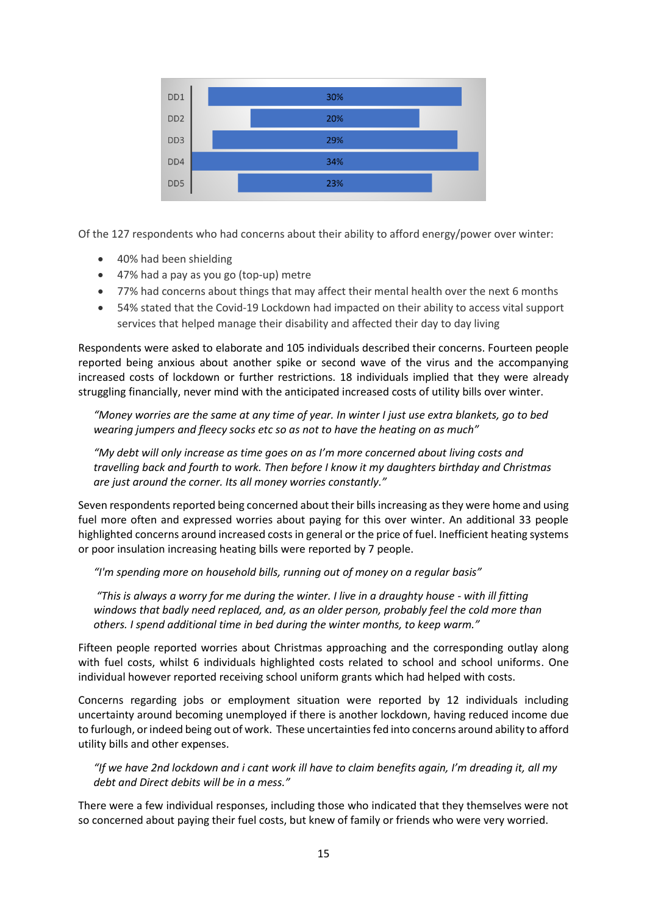| | |
|---|---|
| DD1 | 30% |
| DD2 | 20% |
| DD3 | 29% |
| DD4 | 34% |
| DD5 | 23% |

Of the 127 respondents who had concerns about their ability to afford energy/power over winter:

- 40% had been shielding
- 47% had a pay as you go (top-up) metre
- 77% had concerns about things that may affect their mental health over the next 6 months
- 54% stated that the Covid-19 Lockdown had impacted on their ability to access vital support services that helped manage their disability and affected their day to day living

Respondents were asked to elaborate and 105 individuals described their concerns. Fourteen people reported being anxious about another spike or second wave of the virus and the accompanying increased costs of lockdown or further restrictions. 18 individuals implied that they were already struggling financially, never mind with the anticipated increased costs of utility bills over winter.

> *"Money worries are the same at any time of year. In winter I just use extra blankets, go to bed wearing jumpers and fleecy socks etc so as not to have the heating on as much"*

> *"My debt will only increase as time goes on as I'm more concerned about living costs and travelling back and fourth to work. Then before I know it my daughters birthday and Christmas are just around the corner. Its all money worries constantly."*

Seven respondents reported being concerned about their bills increasing as they were home and using fuel more often and expressed worries about paying for this over winter. An additional 33 people highlighted concerns around increased costs in general or the price of fuel. Inefficient heating systems or poor insulation increasing heating bills were reported by 7 people.

> *"I'm spending more on household bills, running out of money on a regular basis"*

> *"This is always a worry for me during the winter. I live in a draughty house - with ill fitting windows that badly need replaced, and, as an older person, probably feel the cold more than others. I spend additional time in bed during the winter months, to keep warm."*

Fifteen people reported worries about Christmas approaching and the corresponding outlay along with fuel costs, whilst 6 individuals highlighted costs related to school and school uniforms. One individual however reported receiving school uniform grants which had helped with costs.

Concerns regarding jobs or employment situation were reported by 12 individuals including uncertainty around becoming unemployed if there is another lockdown, having reduced income due to furlough, or indeed being out of work. These uncertainties fed into concerns around ability to afford utility bills and other expenses.

> *"If we have 2nd lockdown and i cant work ill have to claim benefits again, I'm dreading it, all my debt and Direct debits will be in a mess."*

There were a few individual responses, including those who indicated that they themselves were not so concerned about paying their fuel costs, but knew of family or friends who were very worried.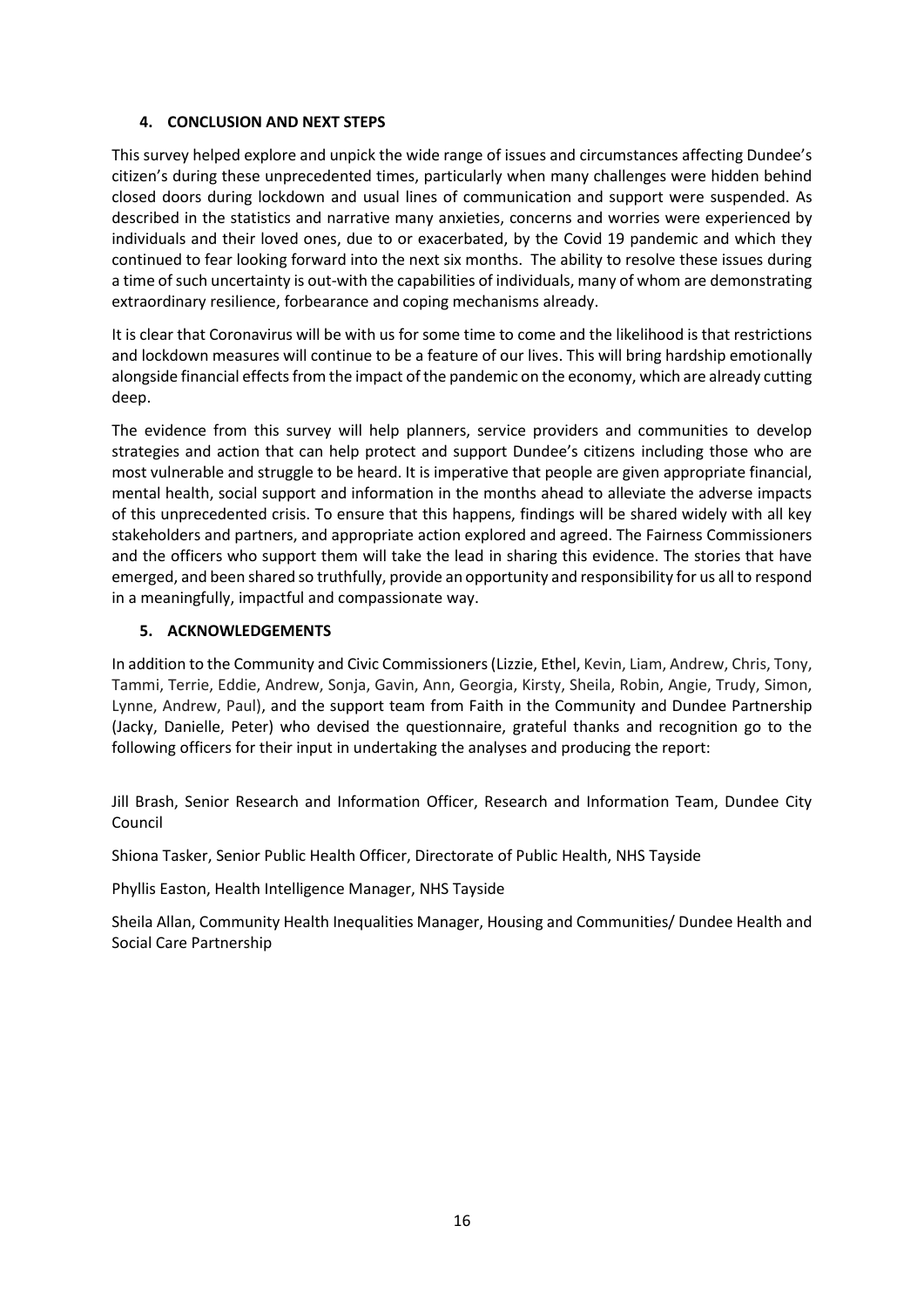## 4. CONCLUSION AND NEXT STEPS

This survey helped explore and unpick the wide range of issues and circumstances affecting Dundee's citizen's during these unprecedented times, particularly when many challenges were hidden behind closed doors during lockdown and usual lines of communication and support were suspended. As described in the statistics and narrative many anxieties, concerns and worries were experienced by individuals and their loved ones, due to or exacerbated, by the Covid 19 pandemic and which they continued to fear looking forward into the next six months. The ability to resolve these issues during a time of such uncertainty is out-with the capabilities of individuals, many of whom are demonstrating extraordinary resilience, forbearance and coping mechanisms already.

It is clear that Coronavirus will be with us for some time to come and the likelihood is that restrictions and lockdown measures will continue to be a feature of our lives. This will bring hardship emotionally alongside financial effects from the impact of the pandemic on the economy, which are already cutting deep.

The evidence from this survey will help planners, service providers and communities to develop strategies and action that can help protect and support Dundee's citizens including those who are most vulnerable and struggle to be heard. It is imperative that people are given appropriate financial, mental health, social support and information in the months ahead to alleviate the adverse impacts of this unprecedented crisis. To ensure that this happens, findings will be shared widely with all key stakeholders and partners, and appropriate action explored and agreed. The Fairness Commissioners and the officers who support them will take the lead in sharing this evidence. The stories that have emerged, and been shared so truthfully, provide an opportunity and responsibility for us all to respond in a meaningfully, impactful and compassionate way.

## 5. ACKNOWLEDGEMENTS

In addition to the Community and Civic Commissioners (Lizzie, Ethel, Kevin, Liam, Andrew, Chris, Tony, Tammi, Terrie, Eddie, Andrew, Sonja, Gavin, Ann, Georgia, Kirsty, Sheila, Robin, Angie, Trudy, Simon, Lynne, Andrew, Paul), and the support team from Faith in the Community and Dundee Partnership (Jacky, Danielle, Peter) who devised the questionnaire, grateful thanks and recognition go to the following officers for their input in undertaking the analyses and producing the report:

Jill Brash, Senior Research and Information Officer, Research and Information Team, Dundee City Council

Shiona Tasker, Senior Public Health Officer, Directorate of Public Health, NHS Tayside

Phyllis Easton, Health Intelligence Manager, NHS Tayside

Sheila Allan, Community Health Inequalities Manager, Housing and Communities/ Dundee Health and Social Care Partnership